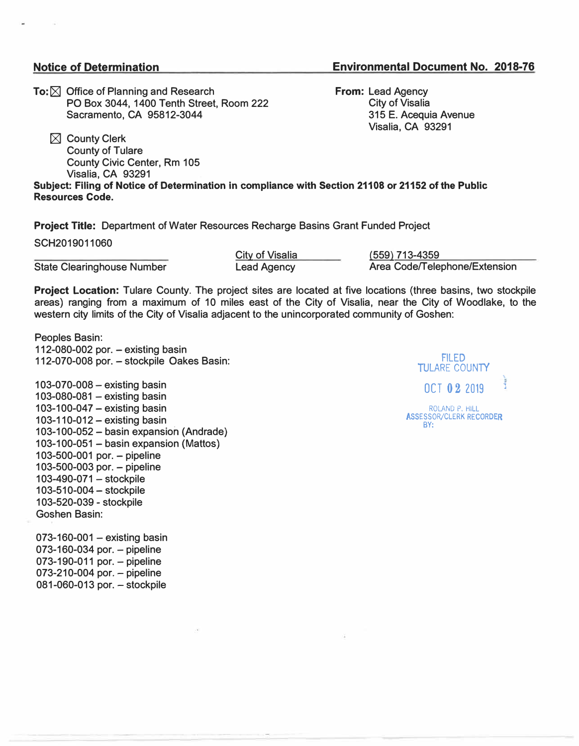**Notice of Determination** **Environmental Document No. 2018-76**

**To:** ☒ Office of Planning and Research
PO Box 3044, 1400 Tenth Street, Room 222
Sacramento, CA 95812-3044

☒ County Clerk
County of Tulare
County Civic Center, Rm 105
Visalia, CA 93291

**From:** Lead Agency
City of Visalia
315 E. Acequia Avenue
Visalia, CA 93291

**Subject: Filing of Notice of Determination in compliance with Section 21108 or 21152 of the Public Resources Code.**

**Project Title:** Department of Water Resources Recharge Basins Grant Funded Project

| SCH2019011060 | City of Visalia | (559) 713-4359 |
|---|---|---|
| State Clearinghouse Number | Lead Agency | Area Code/Telephone/Extension |

**Project Location:** Tulare County. The project sites are located at five locations (three basins, two stockpile areas) ranging from a maximum of 10 miles east of the City of Visalia, near the City of Woodlake, to the western city limits of the City of Visalia adjacent to the unincorporated community of Goshen:

Peoples Basin:
112-080-002 por. – existing basin
112-070-008 por. – stockpile Oakes Basin:

103-070-008 – existing basin
103-080-081 – existing basin
103-100-047 – existing basin
103-110-012 – existing basin
103-100-052 – basin expansion (Andrade)
103-100-051 – basin expansion (Mattos)
103-500-001 por. – pipeline
103-500-003 por. – pipeline
103-490-071 – stockpile
103-510-004 – stockpile
103-520-039 - stockpile
Goshen Basin:

073-160-001 – existing basin
073-160-034 por. – pipeline
073-190-011 por. – pipeline
073-210-004 por. – pipeline
081-060-013 por. – stockpile

FILED
TULARE COUNTY
OCT 02 2019
ROLAND P. HILL
ASSESSOR/CLERK RECORDER
BY: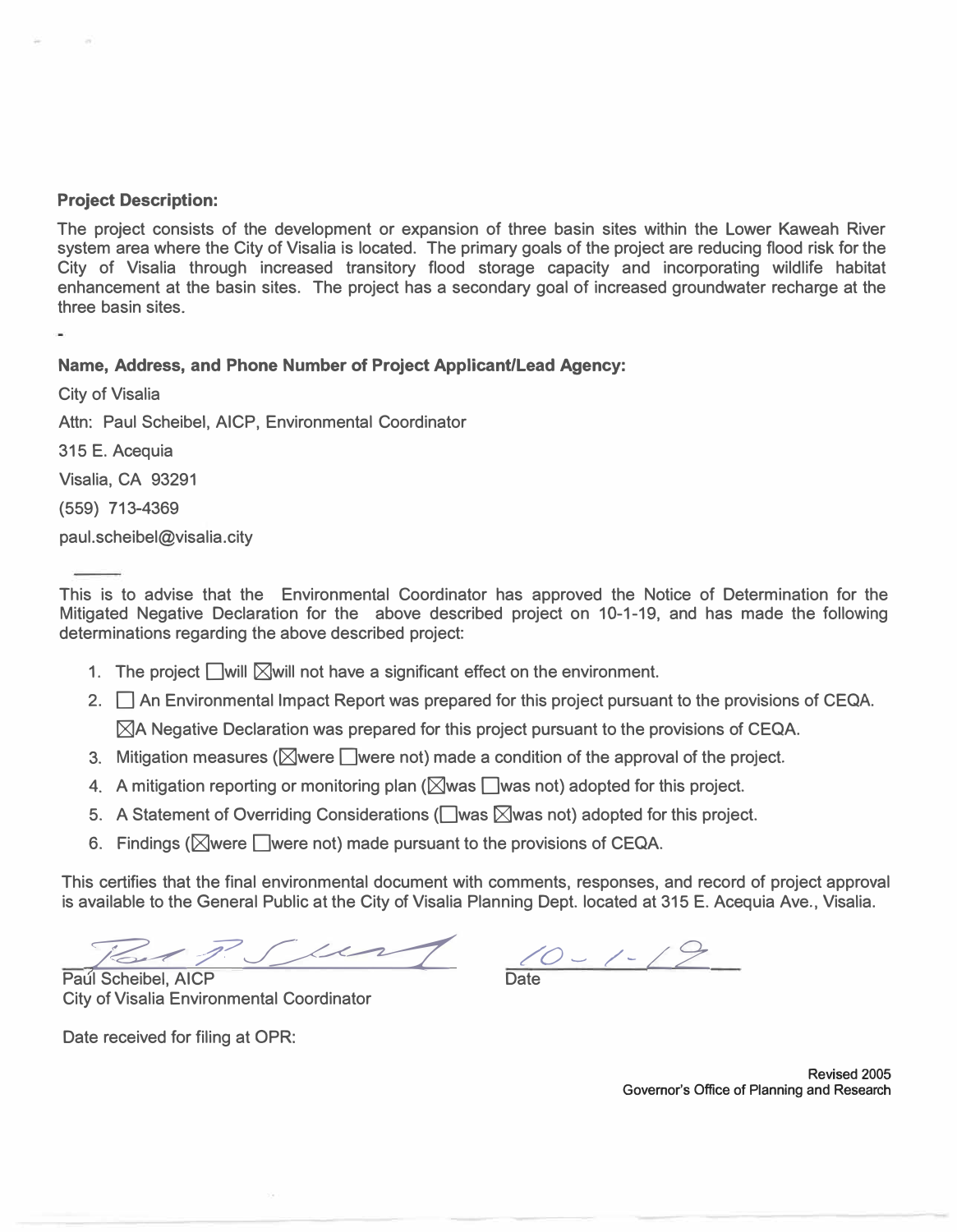**Project Description:**

The project consists of the development or expansion of three basin sites within the Lower Kaweah River system area where the City of Visalia is located. The primary goals of the project are reducing flood risk for the City of Visalia through increased transitory flood storage capacity and incorporating wildlife habitat enhancement at the basin sites. The project has a secondary goal of increased groundwater recharge at the three basin sites.

**Name, Address, and Phone Number of Project Applicant/Lead Agency:**

City of Visalia

Attn: Paul Scheibel, AICP, Environmental Coordinator

315 E. Acequia

Visalia, CA 93291

(559) 713-4369

paul.scheibel@visalia.city

This is to advise that the Environmental Coordinator has approved the Notice of Determination for the Mitigated Negative Declaration for the above described project on 10-1-19, and has made the following determinations regarding the above described project:

1. The project ☐will ☒will not have a significant effect on the environment.
2. ☐ An Environmental Impact Report was prepared for this project pursuant to the provisions of CEQA.
   ☒A Negative Declaration was prepared for this project pursuant to the provisions of CEQA.
3. Mitigation measures (☒were ☐were not) made a condition of the approval of the project.
4. A mitigation reporting or monitoring plan (☒was ☐was not) adopted for this project.
5. A Statement of Overriding Considerations (☐was ☒was not) adopted for this project.
6. Findings (☒were ☐were not) made pursuant to the provisions of CEQA.

This certifies that the final environmental document with comments, responses, and record of project approval is available to the General Public at the City of Visalia Planning Dept. located at 315 E. Acequia Ave., Visalia.

Paul Scheibel, AICP
City of Visalia Environmental Coordinator

Date: 10-1-19

Date received for filing at OPR:

Revised 2005
Governor's Office of Planning and Research